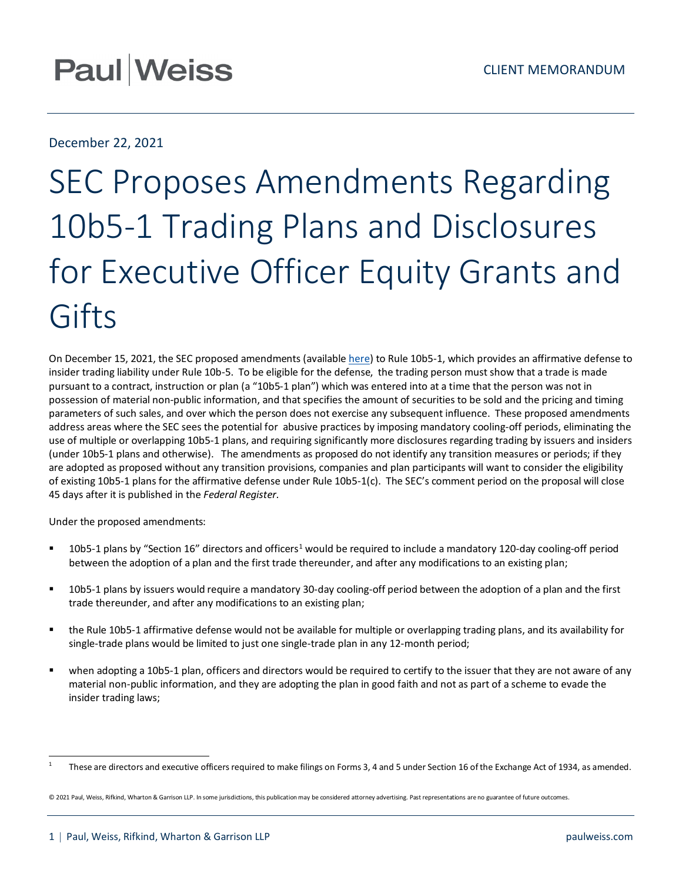Paul | Weiss

CLIENT MEMORANDUM

December 22, 2021

# SEC Proposes Amendments Regarding 10b5-1 Trading Plans and Disclosures for Executive Officer Equity Grants and Gifts

On December 15, 2021, the SEC proposed amendments (available here) to Rule 10b5-1, which provides an affirmative defense to insider trading liability under Rule 10b-5. To be eligible for the defense, the trading person must show that a trade is made pursuant to a contract, instruction or plan (a "10b5-1 plan") which was entered into at a time that the person was not in possession of material non-public information, and that specifies the amount of securities to be sold and the pricing and timing parameters of such sales, and over which the person does not exercise any subsequent influence. These proposed amendments address areas where the SEC sees the potential for abusive practices by imposing mandatory cooling-off periods, eliminating the use of multiple or overlapping 10b5-1 plans, and requiring significantly more disclosures regarding trading by issuers and insiders (under 10b5-1 plans and otherwise). The amendments as proposed do not identify any transition measures or periods; if they are adopted as proposed without any transition provisions, companies and plan participants will want to consider the eligibility of existing 10b5-1 plans for the affirmative defense under Rule 10b5-1(c). The SEC's comment period on the proposal will close 45 days after it is published in the *Federal Register*.

Under the proposed amendments:

- 10b5-1 plans by "Section 16" directors and officers[1] would be required to include a mandatory 120-day cooling-off period between the adoption of a plan and the first trade thereunder, and after any modifications to an existing plan;
- 10b5-1 plans by issuers would require a mandatory 30-day cooling-off period between the adoption of a plan and the first trade thereunder, and after any modifications to an existing plan;
- the Rule 10b5-1 affirmative defense would not be available for multiple or overlapping trading plans, and its availability for single-trade plans would be limited to just one single-trade plan in any 12-month period;
- when adopting a 10b5-1 plan, officers and directors would be required to certify to the issuer that they are not aware of any material non-public information, and they are adopting the plan in good faith and not as part of a scheme to evade the insider trading laws;

[1] These are directors and executive officers required to make filings on Forms 3, 4 and 5 under Section 16 of the Exchange Act of 1934, as amended.

© 2021 Paul, Weiss, Rifkind, Wharton & Garrison LLP. In some jurisdictions, this publication may be considered attorney advertising. Past representations are no guarantee of future outcomes.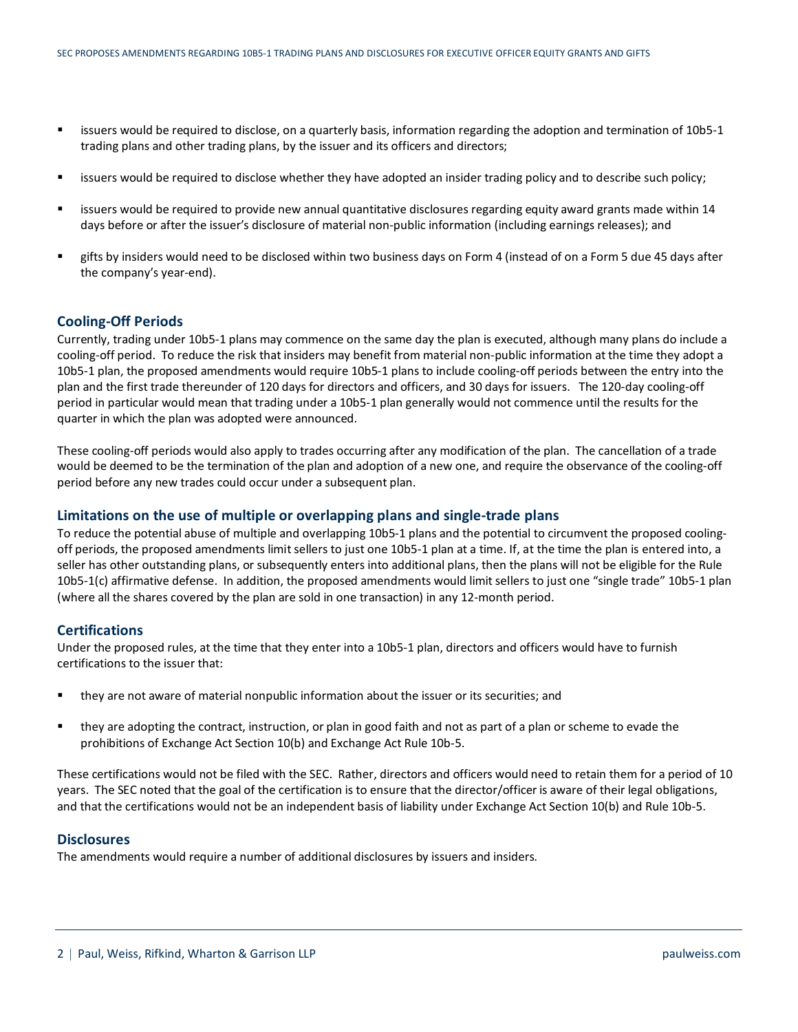- issuers would be required to disclose, on a quarterly basis, information regarding the adoption and termination of 10b5-1 trading plans and other trading plans, by the issuer and its officers and directors;
- issuers would be required to disclose whether they have adopted an insider trading policy and to describe such policy;
- issuers would be required to provide new annual quantitative disclosures regarding equity award grants made within 14 days before or after the issuer's disclosure of material non-public information (including earnings releases); and
- gifts by insiders would need to be disclosed within two business days on Form 4 (instead of on a Form 5 due 45 days after the company's year-end).

## Cooling-Off Periods

Currently, trading under 10b5-1 plans may commence on the same day the plan is executed, although many plans do include a cooling-off period. To reduce the risk that insiders may benefit from material non-public information at the time they adopt a 10b5-1 plan, the proposed amendments would require 10b5-1 plans to include cooling-off periods between the entry into the plan and the first trade thereunder of 120 days for directors and officers, and 30 days for issuers. The 120-day cooling-off period in particular would mean that trading under a 10b5-1 plan generally would not commence until the results for the quarter in which the plan was adopted were announced.

These cooling-off periods would also apply to trades occurring after any modification of the plan. The cancellation of a trade would be deemed to be the termination of the plan and adoption of a new one, and require the observance of the cooling-off period before any new trades could occur under a subsequent plan.

## Limitations on the use of multiple or overlapping plans and single-trade plans

To reduce the potential abuse of multiple and overlapping 10b5-1 plans and the potential to circumvent the proposed cooling-off periods, the proposed amendments limit sellers to just one 10b5-1 plan at a time. If, at the time the plan is entered into, a seller has other outstanding plans, or subsequently enters into additional plans, then the plans will not be eligible for the Rule 10b5-1(c) affirmative defense. In addition, the proposed amendments would limit sellers to just one "single trade" 10b5-1 plan (where all the shares covered by the plan are sold in one transaction) in any 12-month period.

## Certifications

Under the proposed rules, at the time that they enter into a 10b5-1 plan, directors and officers would have to furnish certifications to the issuer that:

- they are not aware of material nonpublic information about the issuer or its securities; and
- they are adopting the contract, instruction, or plan in good faith and not as part of a plan or scheme to evade the prohibitions of Exchange Act Section 10(b) and Exchange Act Rule 10b-5.

These certifications would not be filed with the SEC. Rather, directors and officers would need to retain them for a period of 10 years. The SEC noted that the goal of the certification is to ensure that the director/officer is aware of their legal obligations, and that the certifications would not be an independent basis of liability under Exchange Act Section 10(b) and Rule 10b-5.

## Disclosures

The amendments would require a number of additional disclosures by issuers and insiders.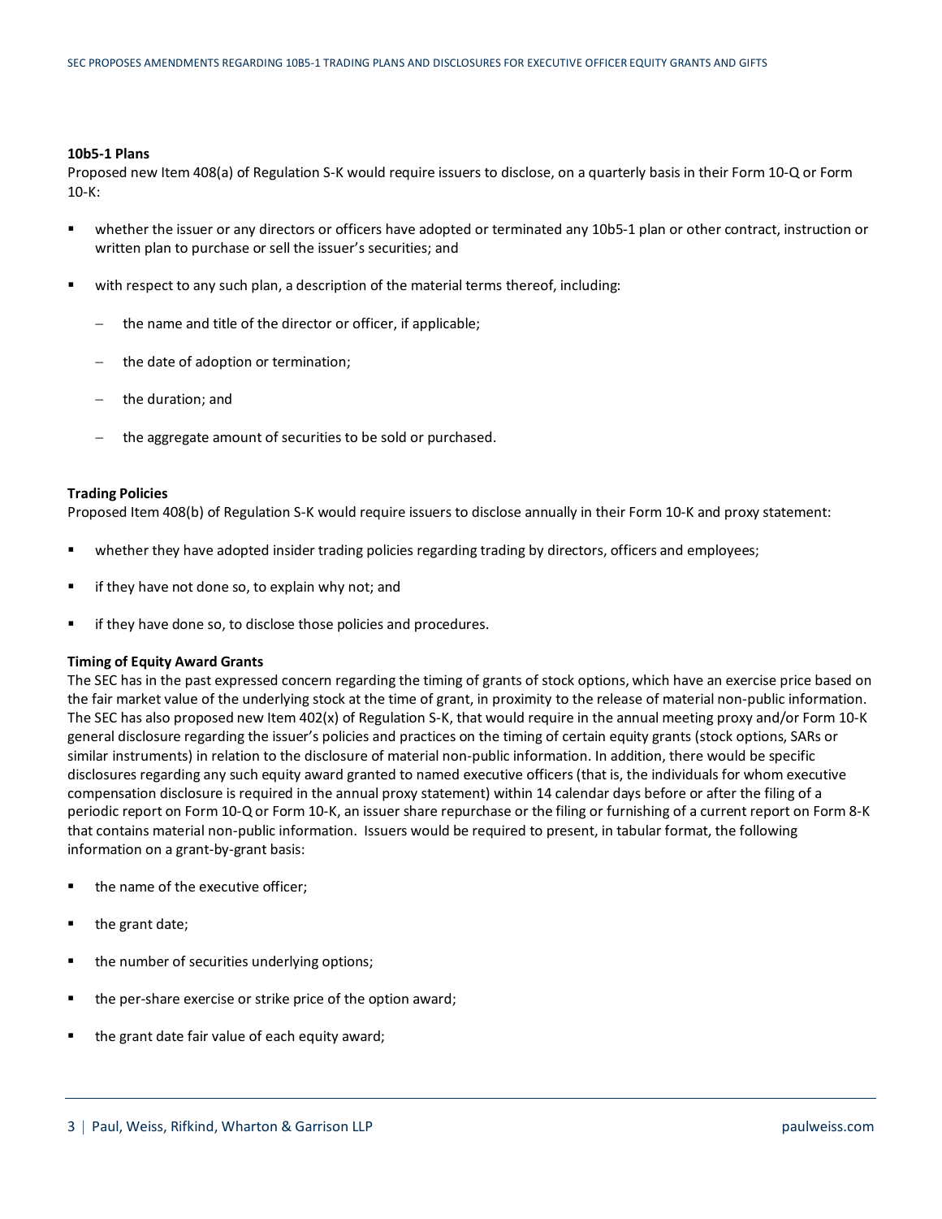**10b5-1 Plans**

Proposed new Item 408(a) of Regulation S-K would require issuers to disclose, on a quarterly basis in their Form 10-Q or Form 10-K:

- whether the issuer or any directors or officers have adopted or terminated any 10b5-1 plan or other contract, instruction or written plan to purchase or sell the issuer's securities; and
- with respect to any such plan, a description of the material terms thereof, including:
  - the name and title of the director or officer, if applicable;
  - the date of adoption or termination;
  - the duration; and
  - the aggregate amount of securities to be sold or purchased.

**Trading Policies**

Proposed Item 408(b) of Regulation S-K would require issuers to disclose annually in their Form 10-K and proxy statement:

- whether they have adopted insider trading policies regarding trading by directors, officers and employees;
- if they have not done so, to explain why not; and
- if they have done so, to disclose those policies and procedures.

**Timing of Equity Award Grants**

The SEC has in the past expressed concern regarding the timing of grants of stock options, which have an exercise price based on the fair market value of the underlying stock at the time of grant, in proximity to the release of material non-public information. The SEC has also proposed new Item 402(x) of Regulation S-K, that would require in the annual meeting proxy and/or Form 10-K general disclosure regarding the issuer's policies and practices on the timing of certain equity grants (stock options, SARs or similar instruments) in relation to the disclosure of material non-public information. In addition, there would be specific disclosures regarding any such equity award granted to named executive officers (that is, the individuals for whom executive compensation disclosure is required in the annual proxy statement) within 14 calendar days before or after the filing of a periodic report on Form 10-Q or Form 10-K, an issuer share repurchase or the filing or furnishing of a current report on Form 8-K that contains material non-public information. Issuers would be required to present, in tabular format, the following information on a grant-by-grant basis:

- the name of the executive officer;
- the grant date;
- the number of securities underlying options;
- the per-share exercise or strike price of the option award;
- the grant date fair value of each equity award;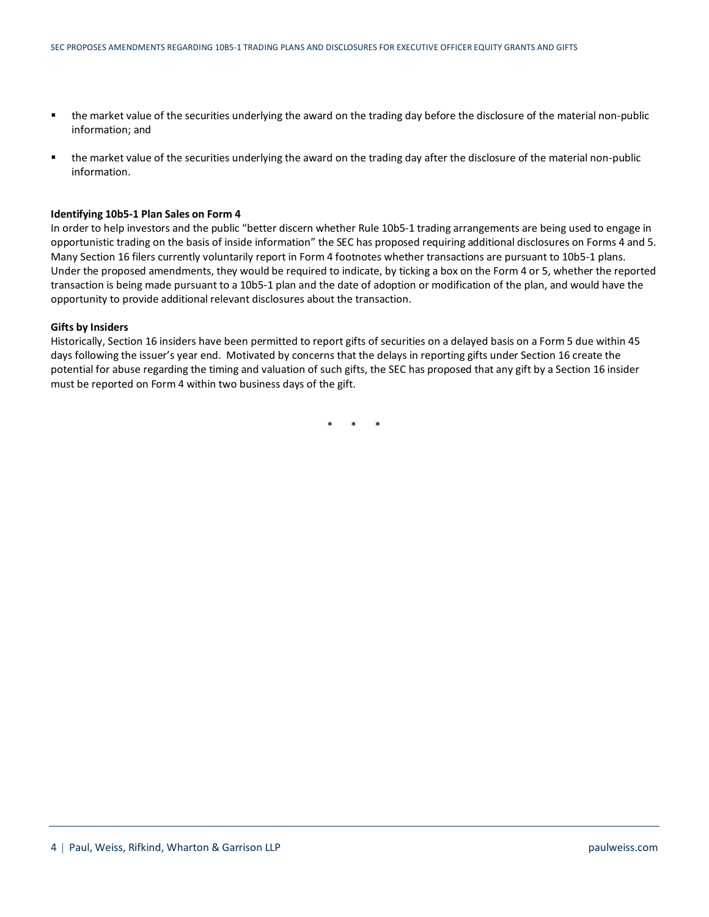- the market value of the securities underlying the award on the trading day before the disclosure of the material non-public information; and
- the market value of the securities underlying the award on the trading day after the disclosure of the material non-public information.

**Identifying 10b5-1 Plan Sales on Form 4**

In order to help investors and the public "better discern whether Rule 10b5-1 trading arrangements are being used to engage in opportunistic trading on the basis of inside information" the SEC has proposed requiring additional disclosures on Forms 4 and 5. Many Section 16 filers currently voluntarily report in Form 4 footnotes whether transactions are pursuant to 10b5-1 plans. Under the proposed amendments, they would be required to indicate, by ticking a box on the Form 4 or 5, whether the reported transaction is being made pursuant to a 10b5-1 plan and the date of adoption or modification of the plan, and would have the opportunity to provide additional relevant disclosures about the transaction.

**Gifts by Insiders**

Historically, Section 16 insiders have been permitted to report gifts of securities on a delayed basis on a Form 5 due within 45 days following the issuer's year end. Motivated by concerns that the delays in reporting gifts under Section 16 create the potential for abuse regarding the timing and valuation of such gifts, the SEC has proposed that any gift by a Section 16 insider must be reported on Form 4 within two business days of the gift.

\* \* \*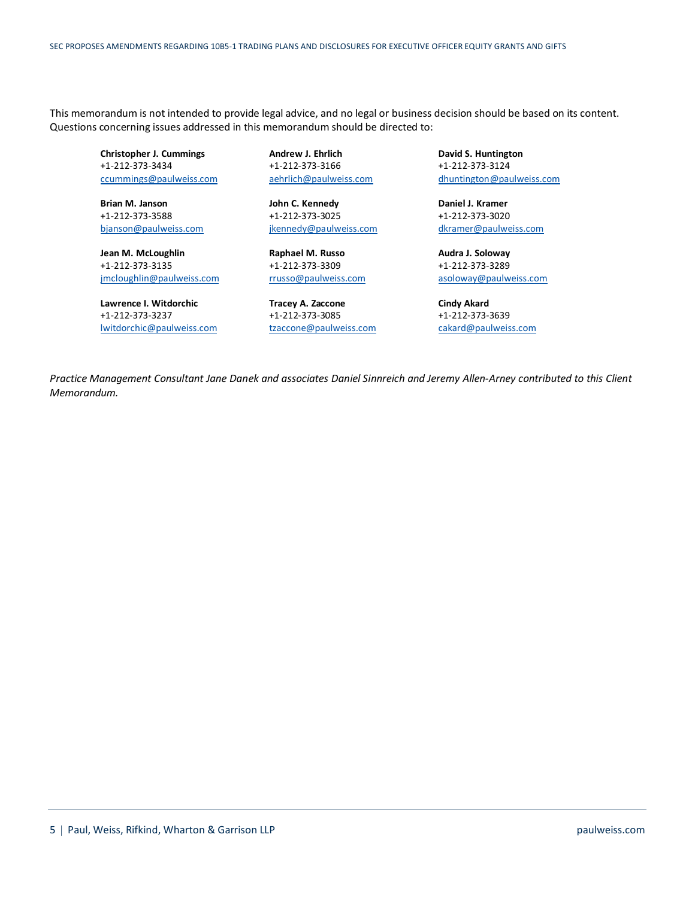This memorandum is not intended to provide legal advice, and no legal or business decision should be based on its content. Questions concerning issues addressed in this memorandum should be directed to:

**Christopher J. Cummings**
+1-212-373-3434
ccummings@paulweiss.com

**Andrew J. Ehrlich**
+1-212-373-3166
aehrlich@paulweiss.com

**David S. Huntington**
+1-212-373-3124
dhuntington@paulweiss.com

**Brian M. Janson**
+1-212-373-3588
bjanson@paulweiss.com

**John C. Kennedy**
+1-212-373-3025
jkennedy@paulweiss.com

**Daniel J. Kramer**
+1-212-373-3020
dkramer@paulweiss.com

**Jean M. McLoughlin**
+1-212-373-3135
jmcloughlin@paulweiss.com

**Raphael M. Russo**
+1-212-373-3309
rrusso@paulweiss.com

**Audra J. Soloway**
+1-212-373-3289
asoloway@paulweiss.com

**Lawrence I. Witdorchic**
+1-212-373-3237
lwitdorchic@paulweiss.com

**Tracey A. Zaccone**
+1-212-373-3085
tzaccone@paulweiss.com

**Cindy Akard**
+1-212-373-3639
cakard@paulweiss.com

*Practice Management Consultant Jane Danek and associates Daniel Sinnreich and Jeremy Allen-Arney contributed to this Client Memorandum.*